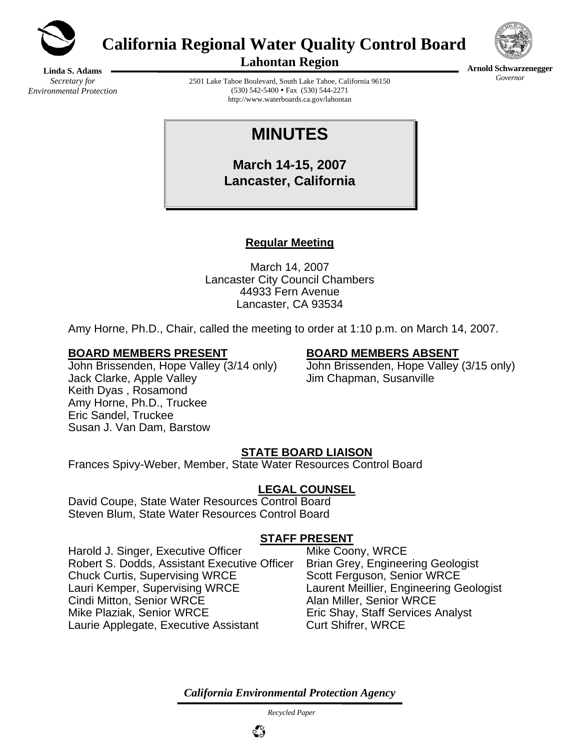# California Regional Water Quality Control Board

## Lahontan Region

**Linda S. Adams**
*Secretary for Environmental Protection*

2501 Lake Tahoe Boulevard, South Lake Tahoe, California 96150
(530) 542-5400 • Fax (530) 544-2271
http://www.waterboards.ca.gov/lahontan

**Arnold Schwarzenegger**
*Governor*

# MINUTES

**March 14-15, 2007**
**Lancaster, California**

## Regular Meeting

March 14, 2007
Lancaster City Council Chambers
44933 Fern Avenue
Lancaster, CA 93534

Amy Horne, Ph.D., Chair, called the meeting to order at 1:10 p.m. on March 14, 2007.

### BOARD MEMBERS PRESENT

John Brissenden, Hope Valley (3/14 only)
Jack Clarke, Apple Valley
Keith Dyas , Rosamond
Amy Horne, Ph.D., Truckee
Eric Sandel, Truckee
Susan J. Van Dam, Barstow

### BOARD MEMBERS ABSENT

John Brissenden, Hope Valley (3/15 only)
Jim Chapman, Susanville

### STATE BOARD LIAISON

Frances Spivy-Weber, Member, State Water Resources Control Board

### LEGAL COUNSEL

David Coupe, State Water Resources Control Board
Steven Blum, State Water Resources Control Board

### STAFF PRESENT

Harold J. Singer, Executive Officer
Robert S. Dodds, Assistant Executive Officer
Chuck Curtis, Supervising WRCE
Lauri Kemper, Supervising WRCE
Cindi Mitton, Senior WRCE
Mike Plaziak, Senior WRCE
Laurie Applegate, Executive Assistant
Mike Coony, WRCE
Brian Grey, Engineering Geologist
Scott Ferguson, Senior WRCE
Laurent Meillier, Engineering Geologist
Alan Miller, Senior WRCE
Eric Shay, Staff Services Analyst
Curt Shifrer, WRCE

*California Environmental Protection Agency*

*Recycled Paper*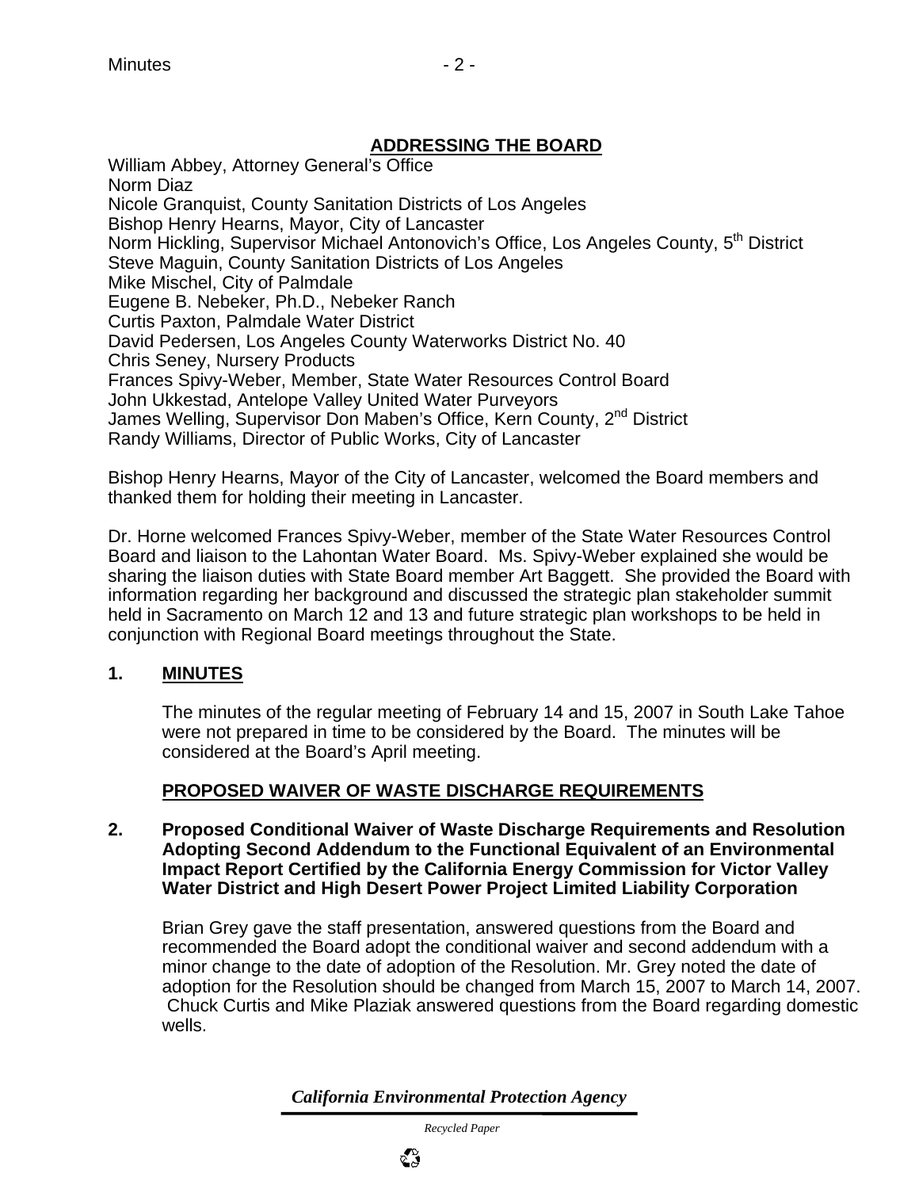## ADDRESSING THE BOARD

William Abbey, Attorney General's Office
Norm Diaz
Nicole Granquist, County Sanitation Districts of Los Angeles
Bishop Henry Hearns, Mayor, City of Lancaster
Norm Hickling, Supervisor Michael Antonovich's Office, Los Angeles County, 5th District
Steve Maguin, County Sanitation Districts of Los Angeles
Mike Mischel, City of Palmdale
Eugene B. Nebeker, Ph.D., Nebeker Ranch
Curtis Paxton, Palmdale Water District
David Pedersen, Los Angeles County Waterworks District No. 40
Chris Seney, Nursery Products
Frances Spivy-Weber, Member, State Water Resources Control Board
John Ukkestad, Antelope Valley United Water Purveyors
James Welling, Supervisor Don Maben's Office, Kern County, 2nd District
Randy Williams, Director of Public Works, City of Lancaster

Bishop Henry Hearns, Mayor of the City of Lancaster, welcomed the Board members and thanked them for holding their meeting in Lancaster.

Dr. Horne welcomed Frances Spivy-Weber, member of the State Water Resources Control Board and liaison to the Lahontan Water Board. Ms. Spivy-Weber explained she would be sharing the liaison duties with State Board member Art Baggett. She provided the Board with information regarding her background and discussed the strategic plan stakeholder summit held in Sacramento on March 12 and 13 and future strategic plan workshops to be held in conjunction with Regional Board meetings throughout the State.

## 1. MINUTES

The minutes of the regular meeting of February 14 and 15, 2007 in South Lake Tahoe were not prepared in time to be considered by the Board. The minutes will be considered at the Board's April meeting.

## PROPOSED WAIVER OF WASTE DISCHARGE REQUIREMENTS

### 2. Proposed Conditional Waiver of Waste Discharge Requirements and Resolution Adopting Second Addendum to the Functional Equivalent of an Environmental Impact Report Certified by the California Energy Commission for Victor Valley Water District and High Desert Power Project Limited Liability Corporation

Brian Grey gave the staff presentation, answered questions from the Board and recommended the Board adopt the conditional waiver and second addendum with a minor change to the date of adoption of the Resolution. Mr. Grey noted the date of adoption for the Resolution should be changed from March 15, 2007 to March 14, 2007. Chuck Curtis and Mike Plaziak answered questions from the Board regarding domestic wells.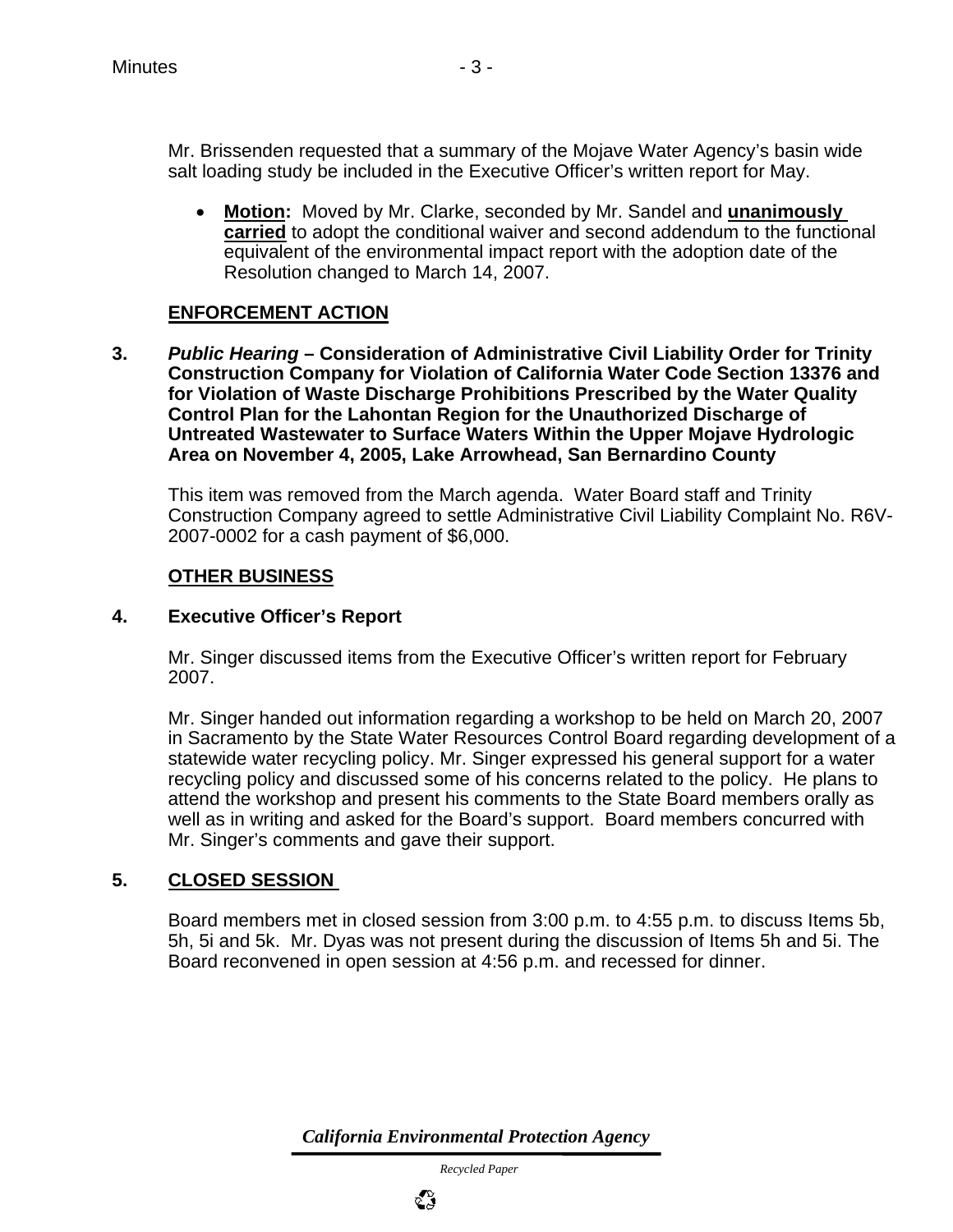Mr. Brissenden requested that a summary of the Mojave Water Agency's basin wide salt loading study be included in the Executive Officer's written report for May.

- **Motion:** Moved by Mr. Clarke, seconded by Mr. Sandel and **unanimously carried** to adopt the conditional waiver and second addendum to the functional equivalent of the environmental impact report with the adoption date of the Resolution changed to March 14, 2007.

## ENFORCEMENT ACTION

**3. *Public Hearing* – Consideration of Administrative Civil Liability Order for Trinity Construction Company for Violation of California Water Code Section 13376 and for Violation of Waste Discharge Prohibitions Prescribed by the Water Quality Control Plan for the Lahontan Region for the Unauthorized Discharge of Untreated Wastewater to Surface Waters Within the Upper Mojave Hydrologic Area on November 4, 2005, Lake Arrowhead, San Bernardino County**

This item was removed from the March agenda. Water Board staff and Trinity Construction Company agreed to settle Administrative Civil Liability Complaint No. R6V-2007-0002 for a cash payment of $6,000.

## OTHER BUSINESS

**4. Executive Officer's Report**

Mr. Singer discussed items from the Executive Officer's written report for February 2007.

Mr. Singer handed out information regarding a workshop to be held on March 20, 2007 in Sacramento by the State Water Resources Control Board regarding development of a statewide water recycling policy. Mr. Singer expressed his general support for a water recycling policy and discussed some of his concerns related to the policy. He plans to attend the workshop and present his comments to the State Board members orally as well as in writing and asked for the Board's support. Board members concurred with Mr. Singer's comments and gave their support.

**5. CLOSED SESSION**

Board members met in closed session from 3:00 p.m. to 4:55 p.m. to discuss Items 5b, 5h, 5i and 5k. Mr. Dyas was not present during the discussion of Items 5h and 5i. The Board reconvened in open session at 4:56 p.m. and recessed for dinner.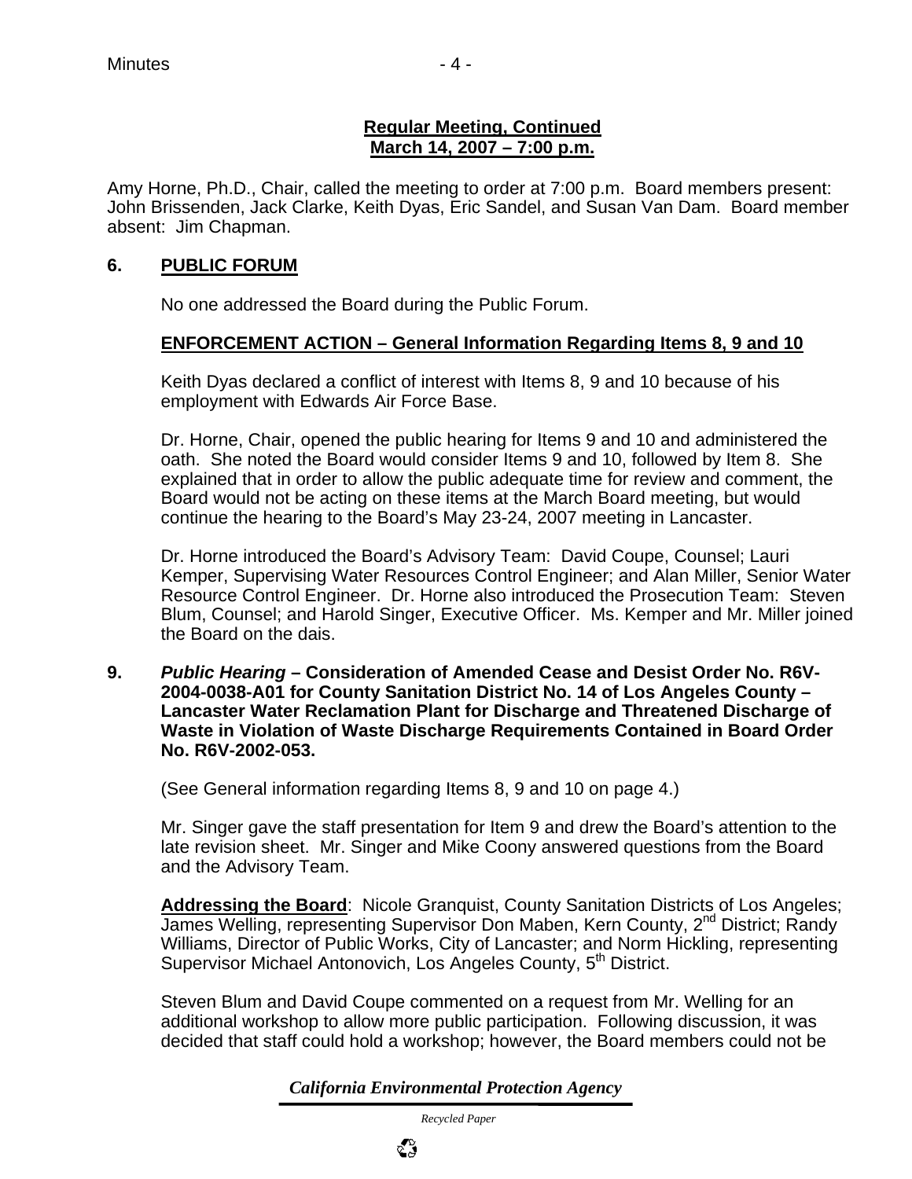**Regular Meeting, Continued**
**March 14, 2007 – 7:00 p.m.**

Amy Horne, Ph.D., Chair, called the meeting to order at 7:00 p.m. Board members present: John Brissenden, Jack Clarke, Keith Dyas, Eric Sandel, and Susan Van Dam. Board member absent: Jim Chapman.

**6. PUBLIC FORUM**

No one addressed the Board during the Public Forum.

**ENFORCEMENT ACTION – General Information Regarding Items 8, 9 and 10**

Keith Dyas declared a conflict of interest with Items 8, 9 and 10 because of his employment with Edwards Air Force Base.

Dr. Horne, Chair, opened the public hearing for Items 9 and 10 and administered the oath. She noted the Board would consider Items 9 and 10, followed by Item 8. She explained that in order to allow the public adequate time for review and comment, the Board would not be acting on these items at the March Board meeting, but would continue the hearing to the Board's May 23-24, 2007 meeting in Lancaster.

Dr. Horne introduced the Board's Advisory Team: David Coupe, Counsel; Lauri Kemper, Supervising Water Resources Control Engineer; and Alan Miller, Senior Water Resource Control Engineer. Dr. Horne also introduced the Prosecution Team: Steven Blum, Counsel; and Harold Singer, Executive Officer. Ms. Kemper and Mr. Miller joined the Board on the dais.

**9. *Public Hearing* – Consideration of Amended Cease and Desist Order No. R6V-2004-0038-A01 for County Sanitation District No. 14 of Los Angeles County – Lancaster Water Reclamation Plant for Discharge and Threatened Discharge of Waste in Violation of Waste Discharge Requirements Contained in Board Order No. R6V-2002-053.**

(See General information regarding Items 8, 9 and 10 on page 4.)

Mr. Singer gave the staff presentation for Item 9 and drew the Board's attention to the late revision sheet. Mr. Singer and Mike Coony answered questions from the Board and the Advisory Team.

**Addressing the Board**: Nicole Granquist, County Sanitation Districts of Los Angeles; James Welling, representing Supervisor Don Maben, Kern County, 2nd District; Randy Williams, Director of Public Works, City of Lancaster; and Norm Hickling, representing Supervisor Michael Antonovich, Los Angeles County, 5th District.

Steven Blum and David Coupe commented on a request from Mr. Welling for an additional workshop to allow more public participation. Following discussion, it was decided that staff could hold a workshop; however, the Board members could not be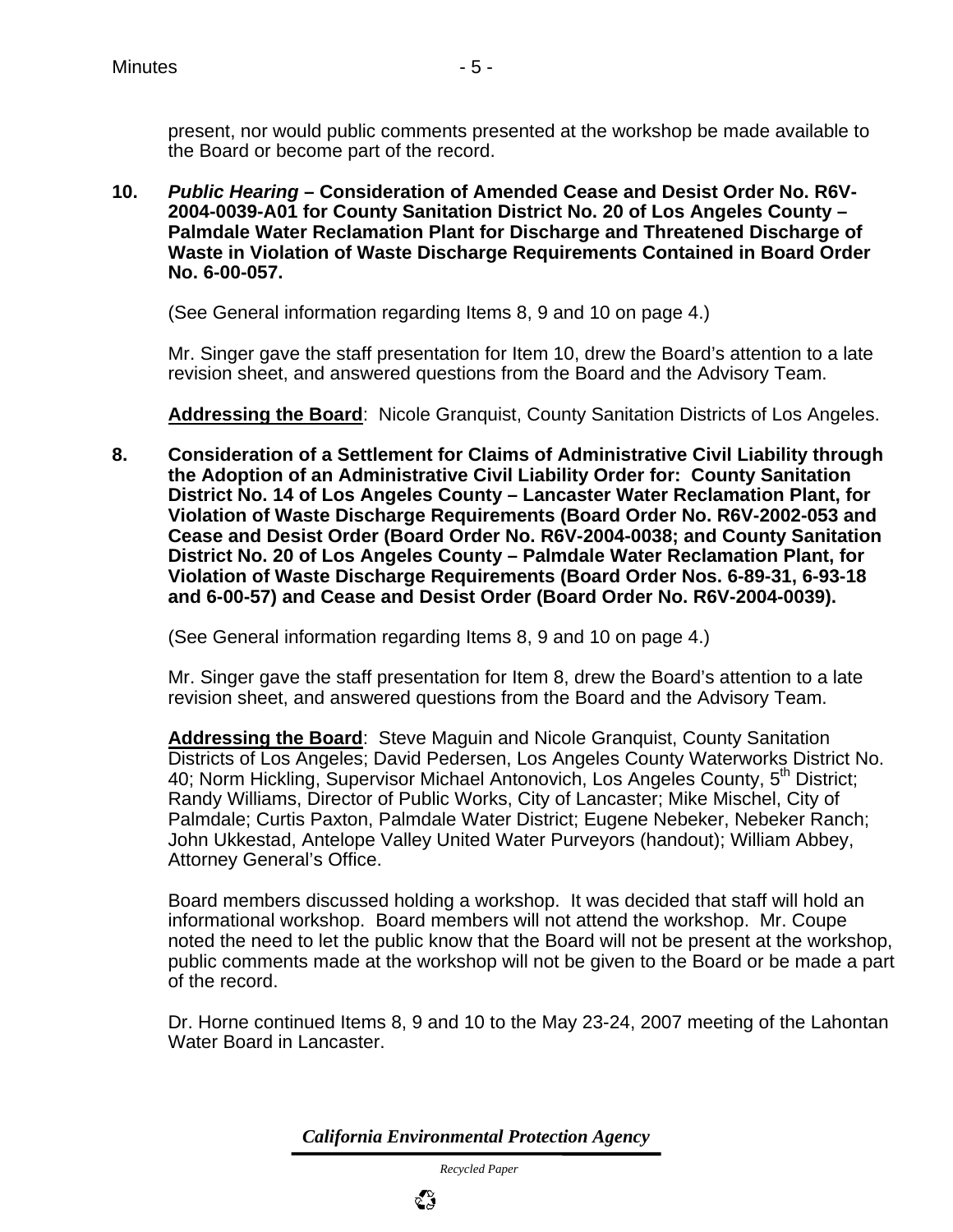present, nor would public comments presented at the workshop be made available to the Board or become part of the record.

**10.** ***Public Hearing*** **– Consideration of Amended Cease and Desist Order No. R6V-2004-0039-A01 for County Sanitation District No. 20 of Los Angeles County – Palmdale Water Reclamation Plant for Discharge and Threatened Discharge of Waste in Violation of Waste Discharge Requirements Contained in Board Order No. 6-00-057.**

(See General information regarding Items 8, 9 and 10 on page 4.)

Mr. Singer gave the staff presentation for Item 10, drew the Board's attention to a late revision sheet, and answered questions from the Board and the Advisory Team.

**Addressing the Board**: Nicole Granquist, County Sanitation Districts of Los Angeles.

**8.** **Consideration of a Settlement for Claims of Administrative Civil Liability through the Adoption of an Administrative Civil Liability Order for: County Sanitation District No. 14 of Los Angeles County – Lancaster Water Reclamation Plant, for Violation of Waste Discharge Requirements (Board Order No. R6V-2002-053 and Cease and Desist Order (Board Order No. R6V-2004-0038; and County Sanitation District No. 20 of Los Angeles County – Palmdale Water Reclamation Plant, for Violation of Waste Discharge Requirements (Board Order Nos. 6-89-31, 6-93-18 and 6-00-57) and Cease and Desist Order (Board Order No. R6V-2004-0039).**

(See General information regarding Items 8, 9 and 10 on page 4.)

Mr. Singer gave the staff presentation for Item 8, drew the Board's attention to a late revision sheet, and answered questions from the Board and the Advisory Team.

**Addressing the Board**: Steve Maguin and Nicole Granquist, County Sanitation Districts of Los Angeles; David Pedersen, Los Angeles County Waterworks District No. 40; Norm Hickling, Supervisor Michael Antonovich, Los Angeles County, 5th District; Randy Williams, Director of Public Works, City of Lancaster; Mike Mischel, City of Palmdale; Curtis Paxton, Palmdale Water District; Eugene Nebeker, Nebeker Ranch; John Ukkestad, Antelope Valley United Water Purveyors (handout); William Abbey, Attorney General's Office.

Board members discussed holding a workshop. It was decided that staff will hold an informational workshop. Board members will not attend the workshop. Mr. Coupe noted the need to let the public know that the Board will not be present at the workshop, public comments made at the workshop will not be given to the Board or be made a part of the record.

Dr. Horne continued Items 8, 9 and 10 to the May 23-24, 2007 meeting of the Lahontan Water Board in Lancaster.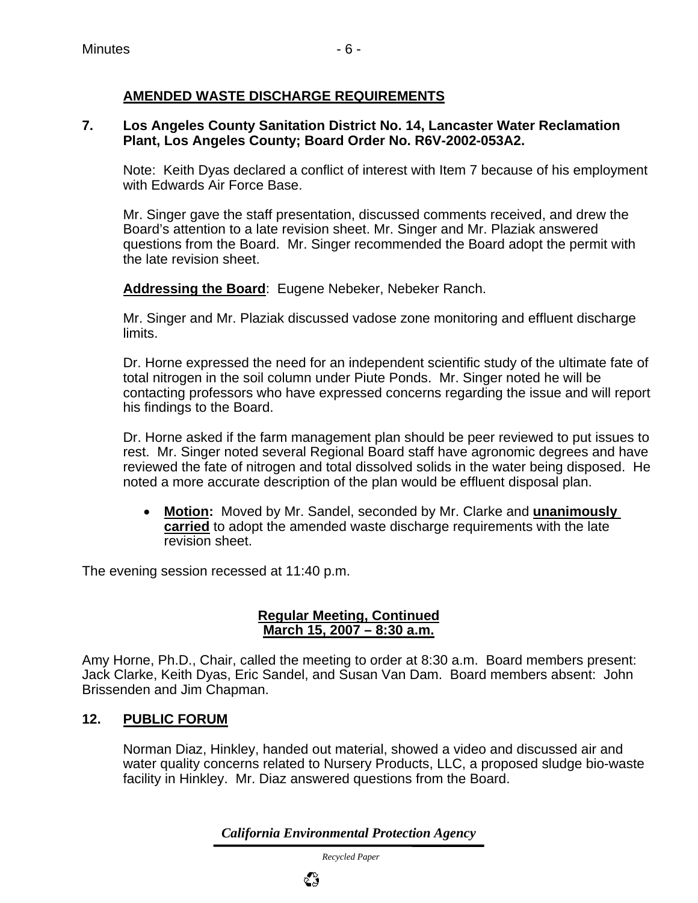## AMENDED WASTE DISCHARGE REQUIREMENTS

**7. Los Angeles County Sanitation District No. 14, Lancaster Water Reclamation Plant, Los Angeles County; Board Order No. R6V-2002-053A2.**

Note: Keith Dyas declared a conflict of interest with Item 7 because of his employment with Edwards Air Force Base.

Mr. Singer gave the staff presentation, discussed comments received, and drew the Board's attention to a late revision sheet. Mr. Singer and Mr. Plaziak answered questions from the Board. Mr. Singer recommended the Board adopt the permit with the late revision sheet.

**Addressing the Board**: Eugene Nebeker, Nebeker Ranch.

Mr. Singer and Mr. Plaziak discussed vadose zone monitoring and effluent discharge limits.

Dr. Horne expressed the need for an independent scientific study of the ultimate fate of total nitrogen in the soil column under Piute Ponds. Mr. Singer noted he will be contacting professors who have expressed concerns regarding the issue and will report his findings to the Board.

Dr. Horne asked if the farm management plan should be peer reviewed to put issues to rest. Mr. Singer noted several Regional Board staff have agronomic degrees and have reviewed the fate of nitrogen and total dissolved solids in the water being disposed. He noted a more accurate description of the plan would be effluent disposal plan.

- **Motion:** Moved by Mr. Sandel, seconded by Mr. Clarke and **unanimously carried** to adopt the amended waste discharge requirements with the late revision sheet.

The evening session recessed at 11:40 p.m.

**Regular Meeting, Continued**
**March 15, 2007 – 8:30 a.m.**

Amy Horne, Ph.D., Chair, called the meeting to order at 8:30 a.m. Board members present: Jack Clarke, Keith Dyas, Eric Sandel, and Susan Van Dam. Board members absent: John Brissenden and Jim Chapman.

## 12. PUBLIC FORUM

Norman Diaz, Hinkley, handed out material, showed a video and discussed air and water quality concerns related to Nursery Products, LLC, a proposed sludge bio-waste facility in Hinkley. Mr. Diaz answered questions from the Board.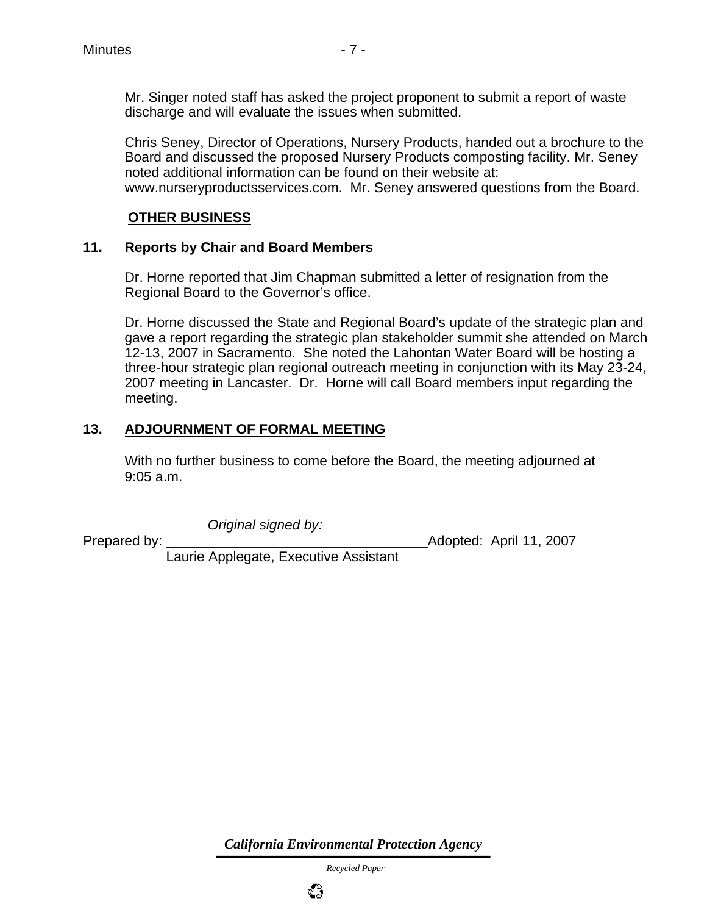Mr. Singer noted staff has asked the project proponent to submit a report of waste discharge and will evaluate the issues when submitted.

Chris Seney, Director of Operations, Nursery Products, handed out a brochure to the Board and discussed the proposed Nursery Products composting facility. Mr. Seney noted additional information can be found on their website at: www.nurseryproductsservices.com. Mr. Seney answered questions from the Board.

## OTHER BUSINESS

### 11. Reports by Chair and Board Members

Dr. Horne reported that Jim Chapman submitted a letter of resignation from the Regional Board to the Governor's office.

Dr. Horne discussed the State and Regional Board's update of the strategic plan and gave a report regarding the strategic plan stakeholder summit she attended on March 12-13, 2007 in Sacramento. She noted the Lahontan Water Board will be hosting a three-hour strategic plan regional outreach meeting in conjunction with its May 23-24, 2007 meeting in Lancaster. Dr. Horne will call Board members input regarding the meeting.

### 13. ADJOURNMENT OF FORMAL MEETING

With no further business to come before the Board, the meeting adjourned at 9:05 a.m.

*Original signed by:*

Prepared by: ___________________________________ Adopted: April 11, 2007
Laurie Applegate, Executive Assistant

***California Environmental Protection Agency***

*Recycled Paper*